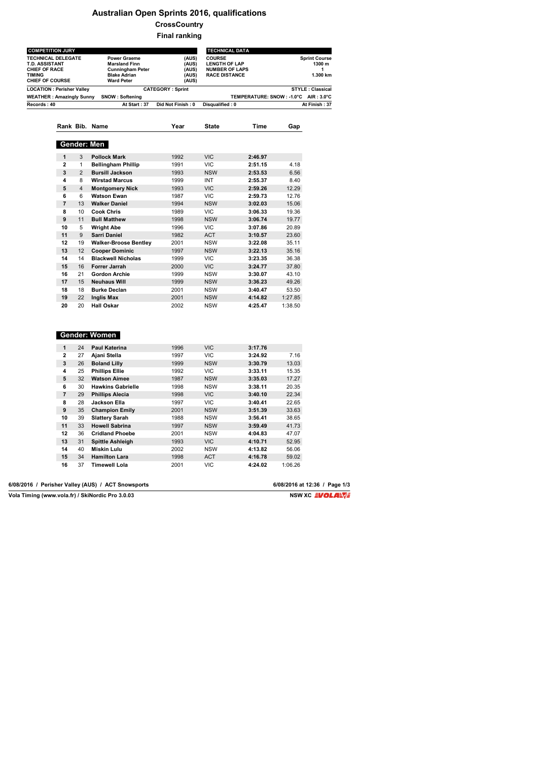# Australian Open Sprints 2016, qualifications

## CrossCountry

## Final ranking

| COMPETITION JURY | | |
|---|---|---|
| TECHNICAL DELEGATE | Power Graeme | (AUS) |
| T.D. ASSISTANT | Marsland Finn | (AUS) |
| CHIEF OF RACE | Cunningham Peter | (AUS) |
| TIMING | Blake Adrian | (AUS) |
| CHIEF OF COURSE | Ward Peter | (AUS) |

| TECHNICAL DATA | |
|---|---|
| COURSE | Sprint Course |
| LENGTH OF LAP | 1300 m |
| NUMBER OF LAPS | 1 |
| RACE DISTANCE | 1.300 km |

LOCATION : Perisher Valley — CATEGORY : Sprint — STYLE : Classical

WEATHER : Amazingly Sunny — SNOW : Softening — TEMPERATURE: SNOW : -1.0°C AIR : 3.0°C

Records : 40 — At Start : 37 — Did Not Finish : 0 — Disqualified : 0 — At Finish : 37

### Gender: Men

| Rank | Bib. | Name | Year | State | Time | Gap |
|---|---|---|---|---|---|---|
| 1 | 3 | Pollock Mark | 1992 | VIC | 2:46.97 | |
| 2 | 1 | Bellingham Phillip | 1991 | VIC | 2:51.15 | 4.18 |
| 3 | 2 | Bursill Jackson | 1993 | NSW | 2:53.53 | 6.56 |
| 4 | 8 | Wirstad Marcus | 1999 | INT | 2:55.37 | 8.40 |
| 5 | 4 | Montgomery Nick | 1993 | VIC | 2:59.26 | 12.29 |
| 6 | 6 | Watson Ewan | 1987 | VIC | 2:59.73 | 12.76 |
| 7 | 13 | Walker Daniel | 1994 | NSW | 3:02.03 | 15.06 |
| 8 | 10 | Cook Chris | 1989 | VIC | 3:06.33 | 19.36 |
| 9 | 11 | Bull Matthew | 1998 | NSW | 3:06.74 | 19.77 |
| 10 | 5 | Wright Abe | 1996 | VIC | 3:07.86 | 20.89 |
| 11 | 9 | Sarri Daniel | 1982 | ACT | 3:10.57 | 23.60 |
| 12 | 19 | Walker-Broose Bentley | 2001 | NSW | 3:22.08 | 35.11 |
| 13 | 12 | Cooper Dominic | 1997 | NSW | 3:22.13 | 35.16 |
| 14 | 14 | Blackwell Nicholas | 1999 | VIC | 3:23.35 | 36.38 |
| 15 | 16 | Forrer Jarrah | 2000 | VIC | 3:24.77 | 37.80 |
| 16 | 21 | Gordon Archie | 1999 | NSW | 3:30.07 | 43.10 |
| 17 | 15 | Neuhaus Will | 1999 | NSW | 3:36.23 | 49.26 |
| 18 | 18 | Burke Declan | 2001 | NSW | 3:40.47 | 53.50 |
| 19 | 22 | Inglis Max | 2001 | NSW | 4:14.82 | 1:27.85 |
| 20 | 20 | Hall Oskar | 2002 | NSW | 4:25.47 | 1:38.50 |

### Gender: Women

| Rank | Bib. | Name | Year | State | Time | Gap |
|---|---|---|---|---|---|---|
| 1 | 24 | Paul Katerina | 1996 | VIC | 3:17.76 | |
| 2 | 27 | Ajani Stella | 1997 | VIC | 3:24.92 | 7.16 |
| 3 | 26 | Boland Lilly | 1999 | NSW | 3:30.79 | 13.03 |
| 4 | 25 | Phillips Ellie | 1992 | VIC | 3:33.11 | 15.35 |
| 5 | 32 | Watson Aimee | 1987 | NSW | 3:35.03 | 17.27 |
| 6 | 30 | Hawkins Gabrielle | 1998 | NSW | 3:38.11 | 20.35 |
| 7 | 29 | Phillips Alecia | 1998 | VIC | 3:40.10 | 22.34 |
| 8 | 28 | Jackson Ella | 1997 | VIC | 3:40.41 | 22.65 |
| 9 | 35 | Champion Emily | 2001 | NSW | 3:51.39 | 33.63 |
| 10 | 39 | Slattery Sarah | 1988 | NSW | 3:56.41 | 38.65 |
| 11 | 33 | Howell Sabrina | 1997 | NSW | 3:59.49 | 41.73 |
| 12 | 36 | Cridland Phoebe | 2001 | NSW | 4:04.83 | 47.07 |
| 13 | 31 | Spittle Ashleigh | 1993 | VIC | 4:10.71 | 52.95 |
| 14 | 40 | Miskin Lulu | 2002 | NSW | 4:13.82 | 56.06 |
| 15 | 34 | Hamilton Lara | 1998 | ACT | 4:16.78 | 59.02 |
| 16 | 37 | Timewell Lola | 2001 | VIC | 4:24.02 | 1:06.26 |

6/08/2016 / Perisher Valley (AUS) / ACT Snowsports — 6/08/2016 at 12:36

Vola Timing (www.vola.fr) / SkiNordic Pro 3.0.03 — NSW XC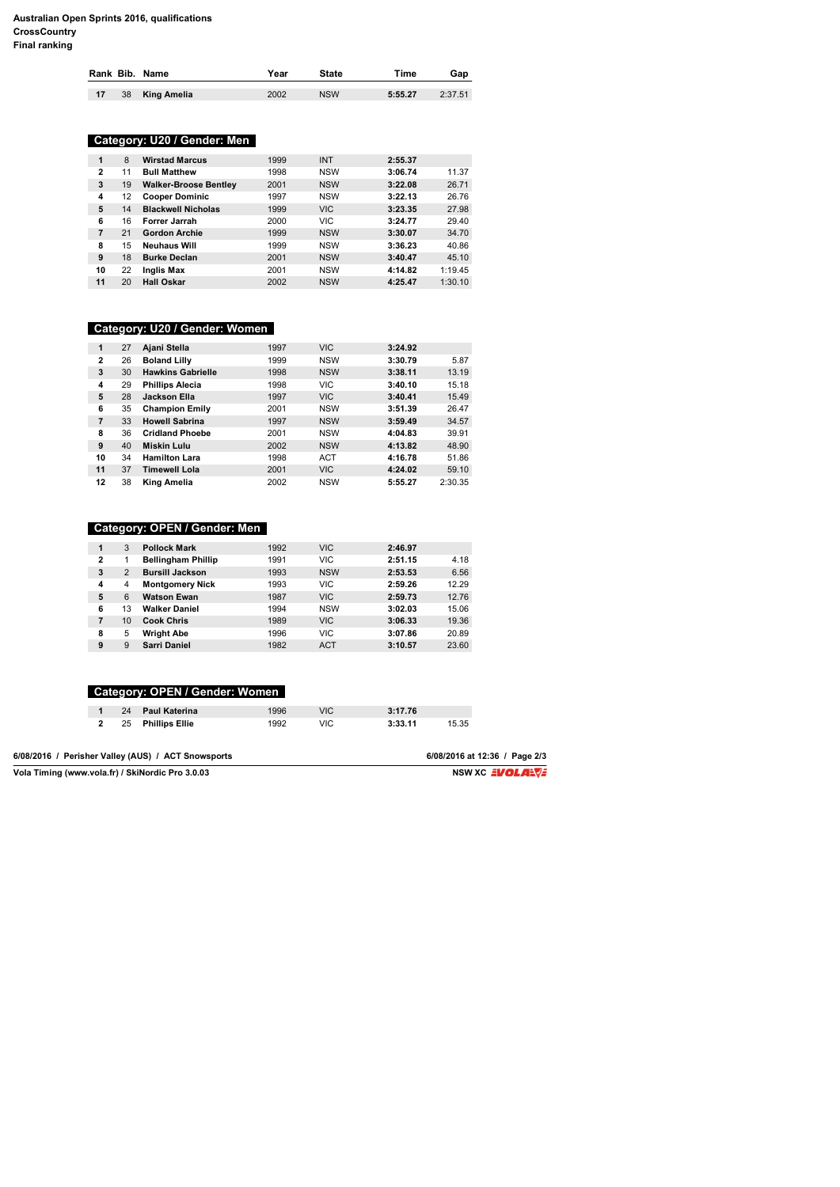**Australian Open Sprints 2016, qualifications**
**CrossCountry**
**Final ranking**

| Rank | Bib. | Name | Year | State | Time | Gap |
|---|---|---|---|---|---|---|
| 17 | 38 | King Amelia | 2002 | NSW | 5:55.27 | 2:37.51 |

## Category: U20 / Gender: Men

| | | | | | | |
|---|---|---|---|---|---|---|
| 1 | 8 | Wirstad Marcus | 1999 | INT | 2:55.37 | |
| 2 | 11 | Bull Matthew | 1998 | NSW | 3:06.74 | 11.37 |
| 3 | 19 | Walker-Broose Bentley | 2001 | NSW | 3:22.08 | 26.71 |
| 4 | 12 | Cooper Dominic | 1997 | NSW | 3:22.13 | 26.76 |
| 5 | 14 | Blackwell Nicholas | 1999 | VIC | 3:23.35 | 27.98 |
| 6 | 16 | Forrer Jarrah | 2000 | VIC | 3:24.77 | 29.40 |
| 7 | 21 | Gordon Archie | 1999 | NSW | 3:30.07 | 34.70 |
| 8 | 15 | Neuhaus Will | 1999 | NSW | 3:36.23 | 40.86 |
| 9 | 18 | Burke Declan | 2001 | NSW | 3:40.47 | 45.10 |
| 10 | 22 | Inglis Max | 2001 | NSW | 4:14.82 | 1:19.45 |
| 11 | 20 | Hall Oskar | 2002 | NSW | 4:25.47 | 1:30.10 |

## Category: U20 / Gender: Women

| | | | | | | |
|---|---|---|---|---|---|---|
| 1 | 27 | Ajani Stella | 1997 | VIC | 3:24.92 | |
| 2 | 26 | Boland Lilly | 1999 | NSW | 3:30.79 | 5.87 |
| 3 | 30 | Hawkins Gabrielle | 1998 | NSW | 3:38.11 | 13.19 |
| 4 | 29 | Phillips Alecia | 1998 | VIC | 3:40.10 | 15.18 |
| 5 | 28 | Jackson Ella | 1997 | VIC | 3:40.41 | 15.49 |
| 6 | 35 | Champion Emily | 2001 | NSW | 3:51.39 | 26.47 |
| 7 | 33 | Howell Sabrina | 1997 | NSW | 3:59.49 | 34.57 |
| 8 | 36 | Cridland Phoebe | 2001 | NSW | 4:04.83 | 39.91 |
| 9 | 40 | Miskin Lulu | 2002 | NSW | 4:13.82 | 48.90 |
| 10 | 34 | Hamilton Lara | 1998 | ACT | 4:16.78 | 51.86 |
| 11 | 37 | Timewell Lola | 2001 | VIC | 4:24.02 | 59.10 |
| 12 | 38 | King Amelia | 2002 | NSW | 5:55.27 | 2:30.35 |

## Category: OPEN / Gender: Men

| | | | | | | |
|---|---|---|---|---|---|---|
| 1 | 3 | Pollock Mark | 1992 | VIC | 2:46.97 | |
| 2 | 1 | Bellingham Phillip | 1991 | VIC | 2:51.15 | 4.18 |
| 3 | 2 | Bursill Jackson | 1993 | NSW | 2:53.53 | 6.56 |
| 4 | 4 | Montgomery Nick | 1993 | VIC | 2:59.26 | 12.29 |
| 5 | 6 | Watson Ewan | 1987 | VIC | 2:59.73 | 12.76 |
| 6 | 13 | Walker Daniel | 1994 | NSW | 3:02.03 | 15.06 |
| 7 | 10 | Cook Chris | 1989 | VIC | 3:06.33 | 19.36 |
| 8 | 5 | Wright Abe | 1996 | VIC | 3:07.86 | 20.89 |
| 9 | 9 | Sarri Daniel | 1982 | ACT | 3:10.57 | 23.60 |

## Category: OPEN / Gender: Women

| | | | | | | |
|---|---|---|---|---|---|---|
| 1 | 24 | Paul Katerina | 1996 | VIC | 3:17.76 | |
| 2 | 25 | Phillips Ellie | 1992 | VIC | 3:33.11 | 15.35 |

6/08/2016 / Perisher Valley (AUS) / ACT Snowsports

6/08/2016 at 12:36

Vola Timing (www.vola.fr) / SkiNordic Pro 3.0.03

NSW XC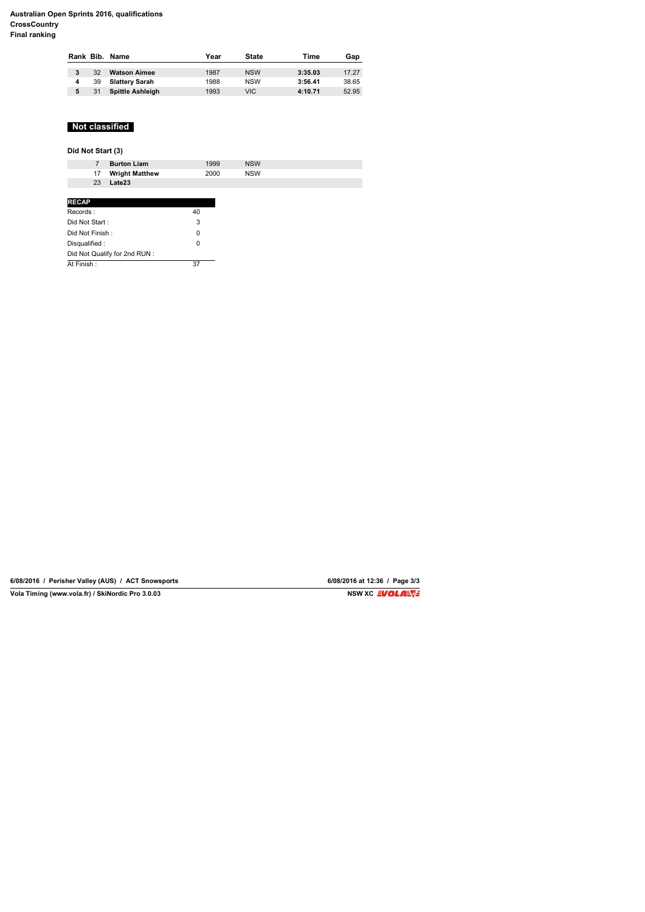**Australian Open Sprints 2016, qualifications**
**CrossCountry**
**Final ranking**

| Rank | Bib. | Name | Year | State | Time | Gap |
|---|---|---|---|---|---|---|
| 3 | 32 | **Watson Aimee** | 1987 | NSW | **3:35.03** | 17.27 |
| 4 | 39 | **Slattery Sarah** | 1988 | NSW | **3:56.41** | 38.65 |
| 5 | 31 | **Spittle Ashleigh** | 1993 | VIC | **4:10.71** | 52.95 |

## Not classified

**Did Not Start (3)**

| Bib. | Name | Year | State |
|---|---|---|---|
| 7 | **Burton Liam** | 1999 | NSW |
| 17 | **Wright Matthew** | 2000 | NSW |
| 23 | **Late23** | | |

| RECAP | |
|---|---|
| Records : | 40 |
| Did Not Start : | 3 |
| Did Not Finish : | 0 |
| Disqualified : | 0 |
| Did Not Qualify for 2nd RUN : | |
| At Finish : | 37 |

6/08/2016 / Perisher Valley (AUS) / ACT Snowsports

6/08/2016 at 12:36

Vola Timing (www.vola.fr) / SkiNordic Pro 3.0.03

NSW XC